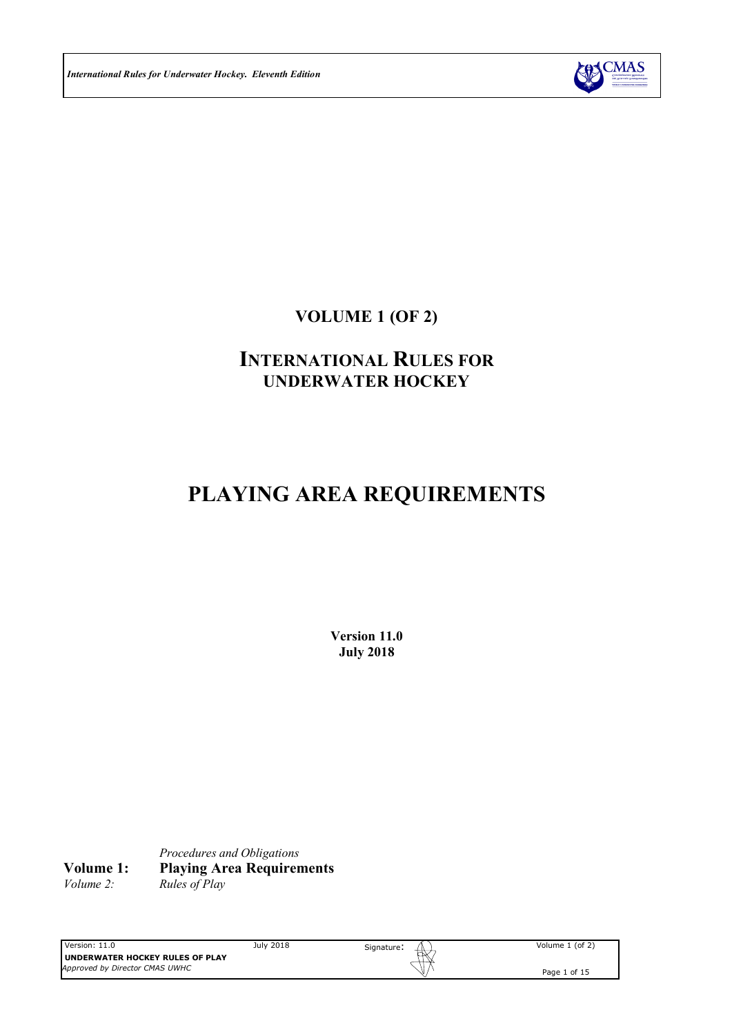# VOLUME 1 (OF 2)

# INTERNATIONAL RULES FOR UNDERWATER HOCKEY

# PLAYING AREA REQUIREMENTS

**Version 11.0**
**July 2018**

| | |
|---|---|
| | *Procedures and Obligations* |
| **Volume 1:** | **Playing Area Requirements** |
| *Volume 2:* | *Rules of Play* |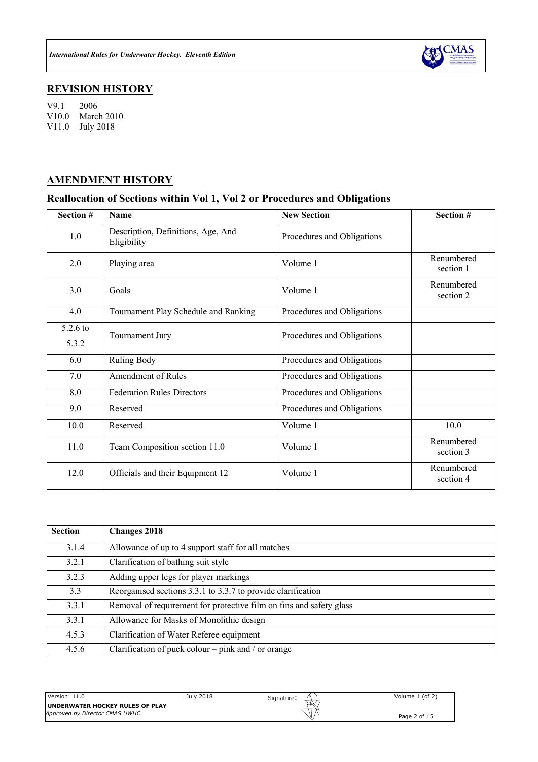## REVISION HISTORY

V9.1 2006
V10.0 March 2010
V11.0 July 2018

## AMENDMENT HISTORY

### Reallocation of Sections within Vol 1, Vol 2 or Procedures and Obligations

| Section # | Name | New Section | Section # |
|---|---|---|---|
| 1.0 | Description, Definitions, Age, And Eligibility | Procedures and Obligations | |
| 2.0 | Playing area | Volume 1 | Renumbered section 1 |
| 3.0 | Goals | Volume 1 | Renumbered section 2 |
| 4.0 | Tournament Play Schedule and Ranking | Procedures and Obligations | |
| 5.2.6 to 5.3.2 | Tournament Jury | Procedures and Obligations | |
| 6.0 | Ruling Body | Procedures and Obligations | |
| 7.0 | Amendment of Rules | Procedures and Obligations | |
| 8.0 | Federation Rules Directors | Procedures and Obligations | |
| 9.0 | Reserved | Procedures and Obligations | |
| 10.0 | Reserved | Volume 1 | 10.0 |
| 11.0 | Team Composition section 11.0 | Volume 1 | Renumbered section 3 |
| 12.0 | Officials and their Equipment 12 | Volume 1 | Renumbered section 4 |

| Section | Changes 2018 |
|---|---|
| 3.1.4 | Allowance of up to 4 support staff for all matches |
| 3.2.1 | Clarification of bathing suit style |
| 3.2.3 | Adding upper legs for player markings |
| 3.3 | Reorganised sections 3.3.1 to 3.3.7 to provide clarification |
| 3.3.1 | Removal of requirement for protective film on fins and safety glass |
| 3.3.1 | Allowance for Masks of Monolithic design |
| 4.5.3 | Clarification of Water Referee equipment |
| 4.5.6 | Clarification of puck colour – pink and / or orange |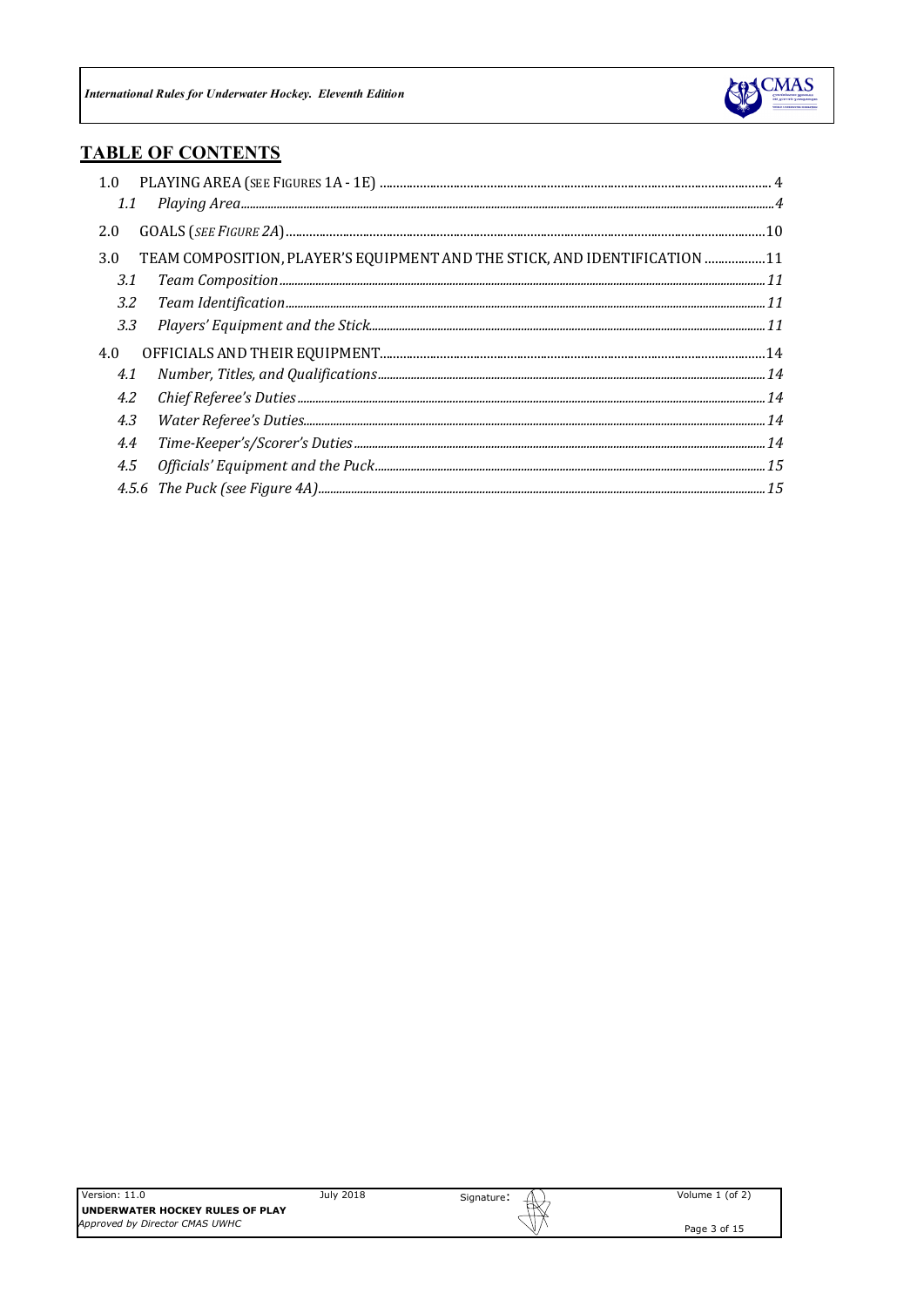## TABLE OF CONTENTS

- 1.0 PLAYING AREA (SEE FIGURES 1A - 1E) ..... 4
  - *1.1 Playing Area* ..... *4*
- 2.0 GOALS (*SEE FIGURE 2A*) ..... 10
- 3.0 TEAM COMPOSITION, PLAYER'S EQUIPMENT AND THE STICK, AND IDENTIFICATION ..... 11
  - *3.1 Team Composition* ..... *11*
  - *3.2 Team Identification* ..... *11*
  - *3.3 Players' Equipment and the Stick* ..... *11*
- 4.0 OFFICIALS AND THEIR EQUIPMENT ..... 14
  - *4.1 Number, Titles, and Qualifications* ..... *14*
  - *4.2 Chief Referee's Duties* ..... *14*
  - *4.3 Water Referee's Duties* ..... *14*
  - *4.4 Time-Keeper's/Scorer's Duties* ..... *14*
  - *4.5 Officials' Equipment and the Puck* ..... *15*
  - *4.5.6 The Puck (see Figure 4A)* ..... *15*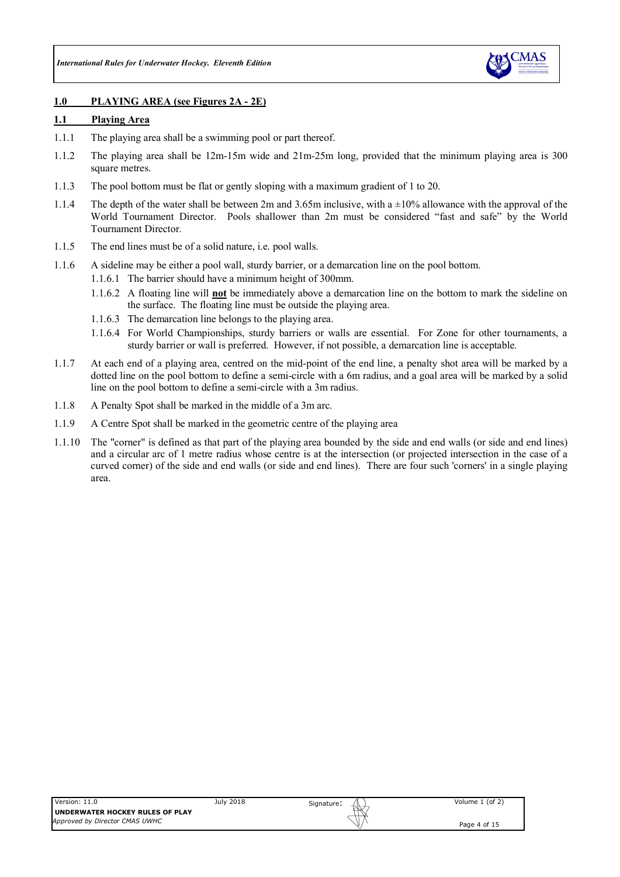## 1.0 PLAYING AREA (see Figures 2A - 2E)

### 1.1 Playing Area

1.1.1 The playing area shall be a swimming pool or part thereof.

1.1.2 The playing area shall be 12m-15m wide and 21m-25m long, provided that the minimum playing area is 300 square metres.

1.1.3 The pool bottom must be flat or gently sloping with a maximum gradient of 1 to 20.

1.1.4 The depth of the water shall be between 2m and 3.65m inclusive, with a ±10% allowance with the approval of the World Tournament Director. Pools shallower than 2m must be considered "fast and safe" by the World Tournament Director.

1.1.5 The end lines must be of a solid nature, i.e. pool walls.

1.1.6 A sideline may be either a pool wall, sturdy barrier, or a demarcation line on the pool bottom.

- 1.1.6.1 The barrier should have a minimum height of 300mm.
- 1.1.6.2 A floating line will **not** be immediately above a demarcation line on the bottom to mark the sideline on the surface. The floating line must be outside the playing area.
- 1.1.6.3 The demarcation line belongs to the playing area.
- 1.1.6.4 For World Championships, sturdy barriers or walls are essential. For Zone for other tournaments, a sturdy barrier or wall is preferred. However, if not possible, a demarcation line is acceptable.

1.1.7 At each end of a playing area, centred on the mid-point of the end line, a penalty shot area will be marked by a dotted line on the pool bottom to define a semi-circle with a 6m radius, and a goal area will be marked by a solid line on the pool bottom to define a semi-circle with a 3m radius.

1.1.8 A Penalty Spot shall be marked in the middle of a 3m arc.

1.1.9 A Centre Spot shall be marked in the geometric centre of the playing area

1.1.10 The "corner" is defined as that part of the playing area bounded by the side and end walls (or side and end lines) and a circular arc of 1 metre radius whose centre is at the intersection (or projected intersection in the case of a curved corner) of the side and end walls (or side and end lines). There are four such 'corners' in a single playing area.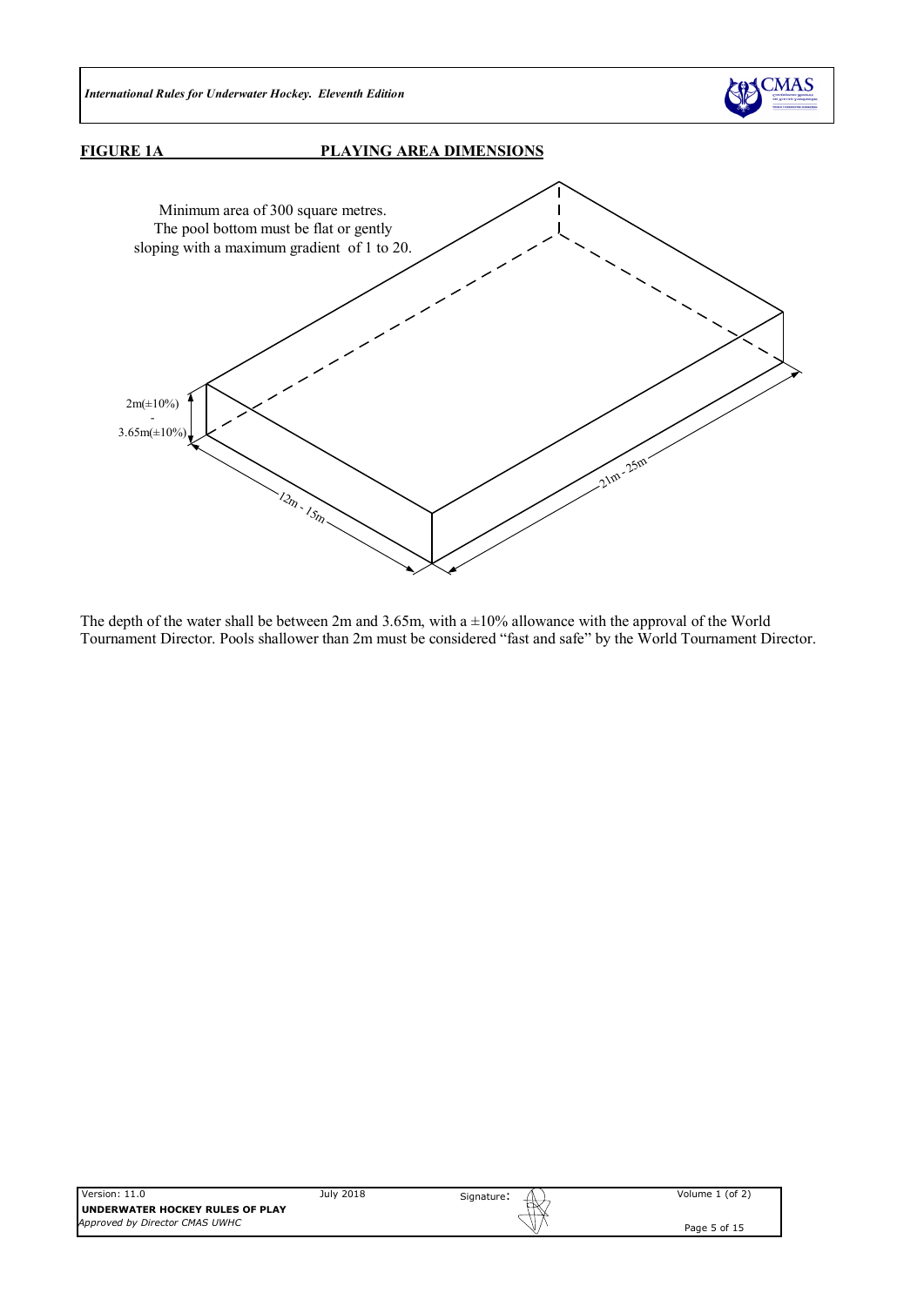**FIGURE 1A** **PLAYING AREA DIMENSIONS**

Minimum area of 300 square metres.
The pool bottom must be flat or gently sloping with a maximum gradient of 1 to 20.

2m(±10%) - 3.65m(±10%)

12m - 15m

21m - 25m

The depth of the water shall be between 2m and 3.65m, with a ±10% allowance with the approval of the World Tournament Director. Pools shallower than 2m must be considered "fast and safe" by the World Tournament Director.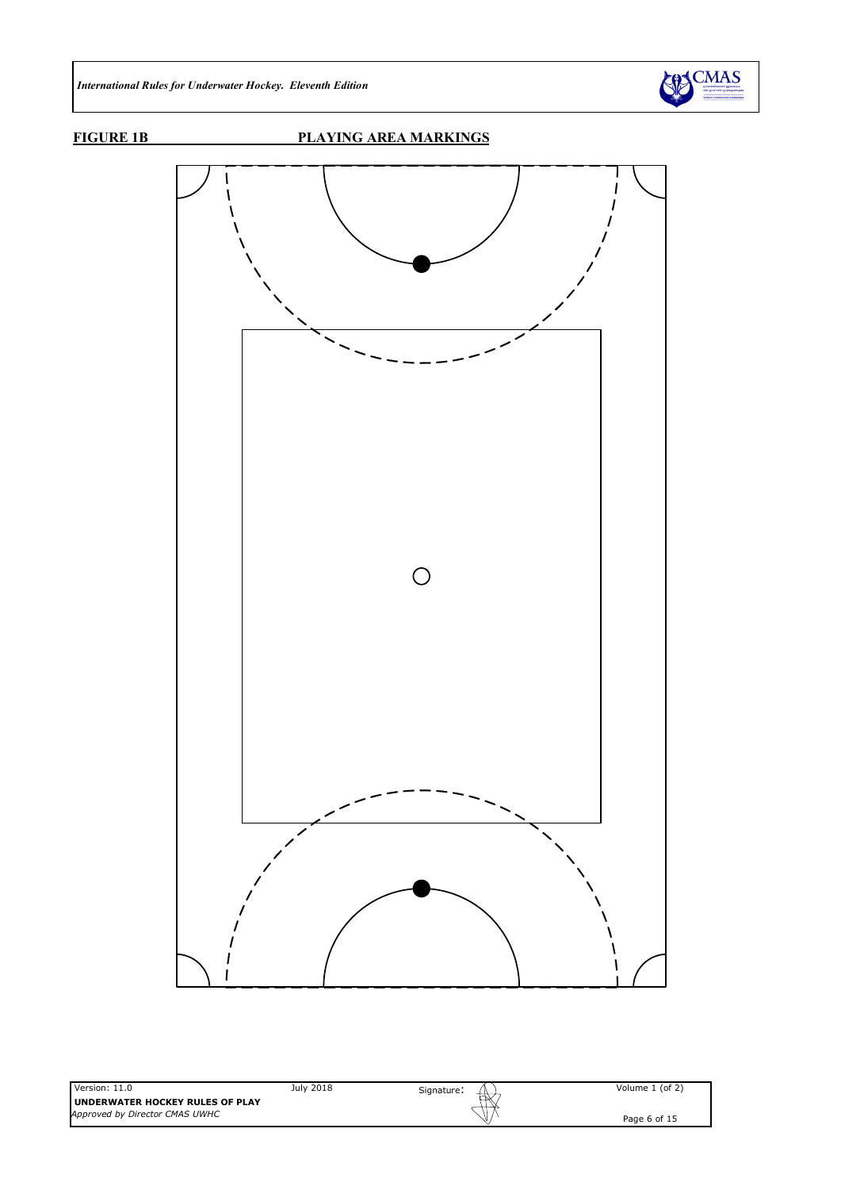**FIGURE 1B** **PLAYING AREA MARKINGS**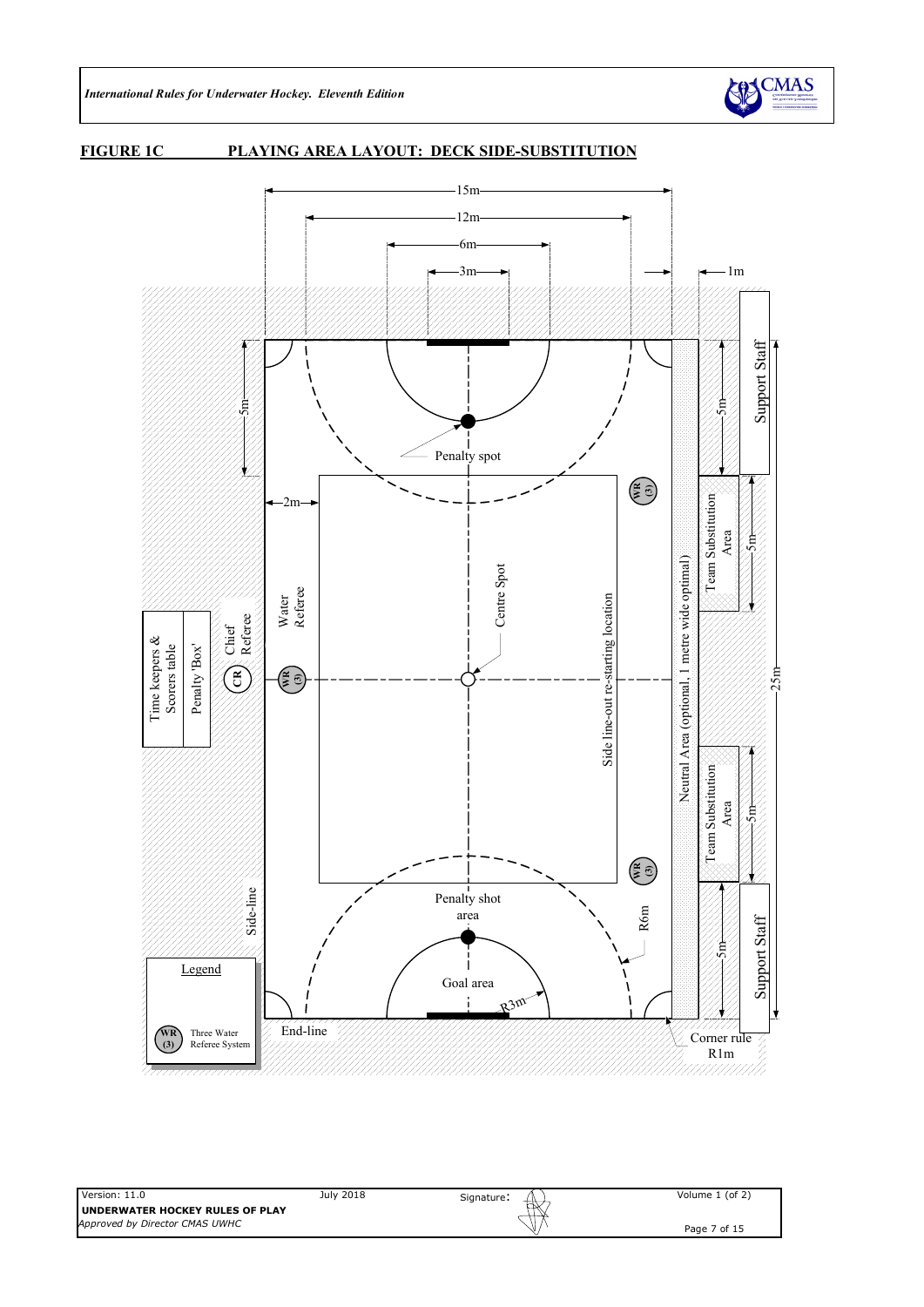## FIGURE 1C PLAYING AREA LAYOUT: DECK SIDE-SUBSTITUTION

15m

12m

6m

3m

1m

5m

Penalty spot

Support Staff

WR (3)

2m

Team Substitution Area

5m

Centre Spot

Time keepers & Scorers table

Penalty 'Box'

Chief Referee

CR

Water Referee

WR (3)

Side line-out re-starting location

Neutral Area (optional, 1 metre wide optimal)

25m

Team Substitution Area

5m

WR (3)

Penalty shot area

R6m

Side-line

5m

Support Staff

Legend

WR (3) Three Water Referee System

Goal area

R3m

End-line

Corner rule R1m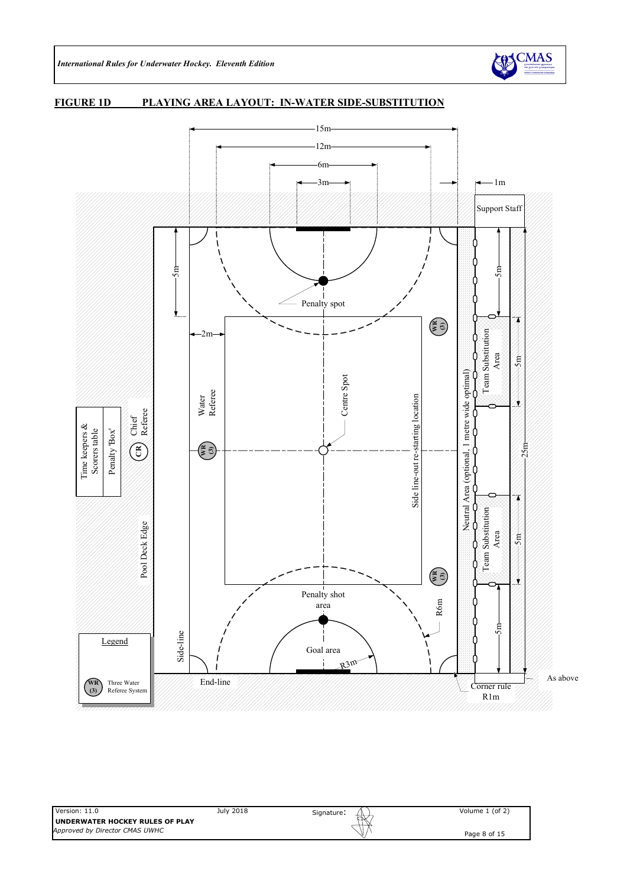## FIGURE 1D PLAYING AREA LAYOUT: IN-WATER SIDE-SUBSTITUTION

15m

12m

6m

3m

1m

Support Staff

5m

Penalty spot

2m

Water Referee

Centre Spot

Side line-out re-starting location

Neutral Area (optional, 1 metre wide optimal)

Team Substitution Area

5m

25m

Time keepers & Scorers table

Penalty 'Box'

Chief Referee

CR

WR (3)

Pool Deck Edge

Team Substitution Area

5m

Penalty shot area

R6m

5m

Legend

WR (3) Three Water Referee System

Side-line

Goal area

R3m

End-line

Corner rule R1m

As above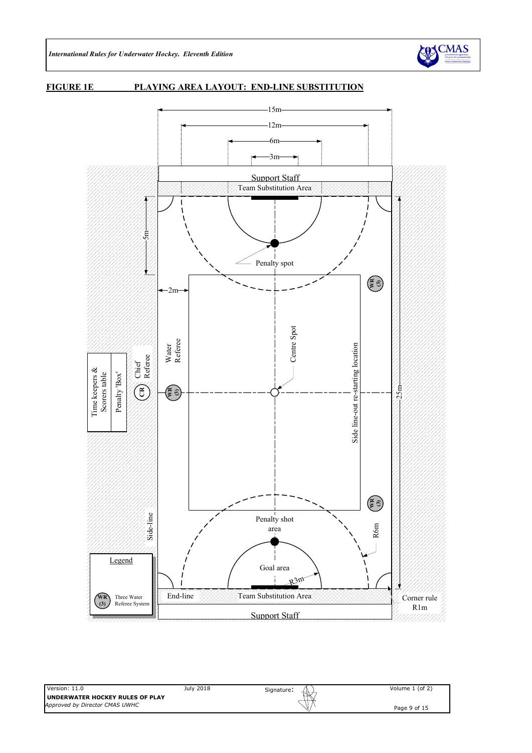## FIGURE 1E PLAYING AREA LAYOUT: END-LINE SUBSTITUTION

15m

12m

6m

3m

Support Staff

Team Substitution Area

5m

Penalty spot

2m

WR (3)

Time keepers & Scorers table

Penalty 'Box'

CR

Chief Referee

WR (3)

Water Referee

Centre Spot

Side line-out re-starting location

25m

WR (3)

Penalty shot area

R6m

Side-line

Goal area

R3m

Legend

WR (3) Three Water Referee System

End-line

Team Substitution Area

Corner rule R1m

Support Staff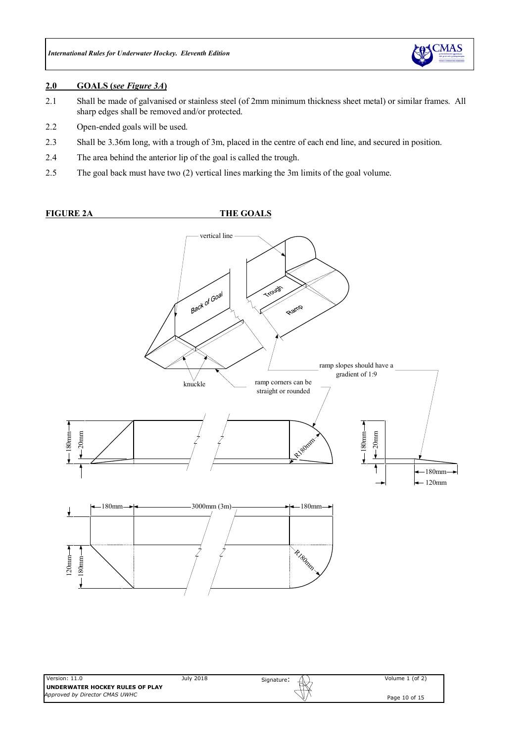## 2.0 GOALS (*see Figure 3A*)

2.1 Shall be made of galvanised or stainless steel (of 2mm minimum thickness sheet metal) or similar frames. All sharp edges shall be removed and/or protected.

2.2 Open-ended goals will be used.

2.3 Shall be 3.36m long, with a trough of 3m, placed in the centre of each end line, and secured in position.

2.4 The area behind the anterior lip of the goal is called the trough.

2.5 The goal back must have two (2) vertical lines marking the 3m limits of the goal volume.

**FIGURE 2A THE GOALS**

vertical line

Back of Goal

Trough

Ramp

knuckle

ramp corners can be straight or rounded

ramp slopes should have a gradient of 1:9

180mm

20mm

R180mm

180mm

20mm

180mm

120mm

180mm

3000mm (3m)

180mm

120mm

180mm

R180mm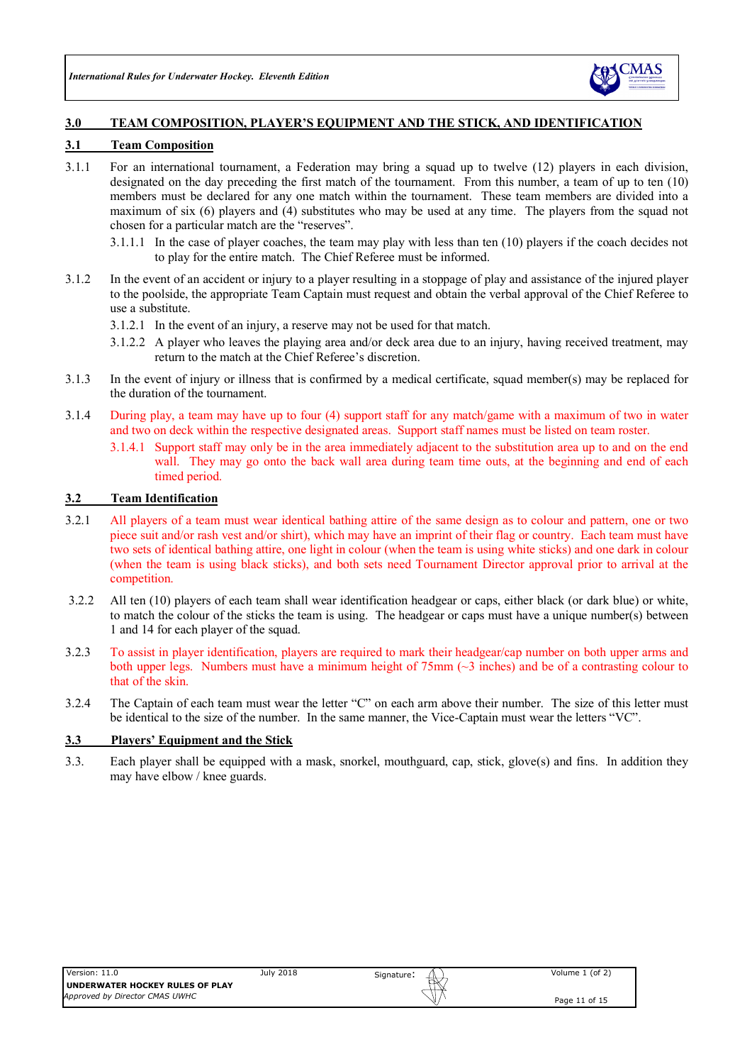## 3.0 TEAM COMPOSITION, PLAYER'S EQUIPMENT AND THE STICK, AND IDENTIFICATION

### 3.1 Team Composition

3.1.1 For an international tournament, a Federation may bring a squad up to twelve (12) players in each division, designated on the day preceding the first match of the tournament. From this number, a team of up to ten (10) members must be declared for any one match within the tournament. These team members are divided into a maximum of six (6) players and (4) substitutes who may be used at any time. The players from the squad not chosen for a particular match are the "reserves".

3.1.1.1 In the case of player coaches, the team may play with less than ten (10) players if the coach decides not to play for the entire match. The Chief Referee must be informed.

3.1.2 In the event of an accident or injury to a player resulting in a stoppage of play and assistance of the injured player to the poolside, the appropriate Team Captain must request and obtain the verbal approval of the Chief Referee to use a substitute.

3.1.2.1 In the event of an injury, a reserve may not be used for that match.

3.1.2.2 A player who leaves the playing area and/or deck area due to an injury, having received treatment, may return to the match at the Chief Referee's discretion.

3.1.3 In the event of injury or illness that is confirmed by a medical certificate, squad member(s) may be replaced for the duration of the tournament.

3.1.4 During play, a team may have up to four (4) support staff for any match/game with a maximum of two in water and two on deck within the respective designated areas. Support staff names must be listed on team roster.

3.1.4.1 Support staff may only be in the area immediately adjacent to the substitution area up to and on the end wall. They may go onto the back wall area during team time outs, at the beginning and end of each timed period.

### 3.2 Team Identification

3.2.1 All players of a team must wear identical bathing attire of the same design as to colour and pattern, one or two piece suit and/or rash vest and/or shirt), which may have an imprint of their flag or country. Each team must have two sets of identical bathing attire, one light in colour (when the team is using white sticks) and one dark in colour (when the team is using black sticks), and both sets need Tournament Director approval prior to arrival at the competition.

3.2.2 All ten (10) players of each team shall wear identification headgear or caps, either black (or dark blue) or white, to match the colour of the sticks the team is using. The headgear or caps must have a unique number(s) between 1 and 14 for each player of the squad.

3.2.3 To assist in player identification, players are required to mark their headgear/cap number on both upper arms and both upper legs. Numbers must have a minimum height of 75mm (~3 inches) and be of a contrasting colour to that of the skin.

3.2.4 The Captain of each team must wear the letter "C" on each arm above their number. The size of this letter must be identical to the size of the number. In the same manner, the Vice-Captain must wear the letters "VC".

### 3.3 Players' Equipment and the Stick

3.3. Each player shall be equipped with a mask, snorkel, mouthguard, cap, stick, glove(s) and fins. In addition they may have elbow / knee guards.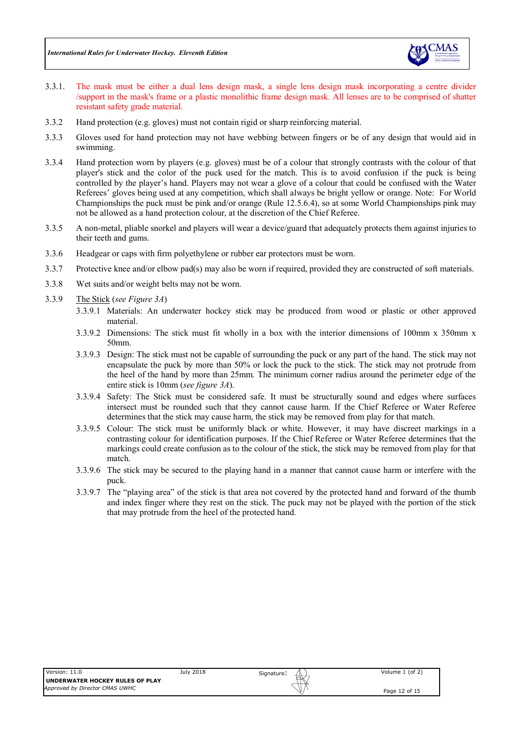3.3.1. The mask must be either a dual lens design mask, a single lens design mask incorporating a centre divider /support in the mask's frame or a plastic monolithic frame design mask. All lenses are to be comprised of shatter resistant safety grade material.

3.3.2 Hand protection (e.g. gloves) must not contain rigid or sharp reinforcing material.

3.3.3 Gloves used for hand protection may not have webbing between fingers or be of any design that would aid in swimming.

3.3.4 Hand protection worn by players (e.g. gloves) must be of a colour that strongly contrasts with the colour of that player's stick and the color of the puck used for the match. This is to avoid confusion if the puck is being controlled by the player's hand. Players may not wear a glove of a colour that could be confused with the Water Referees' gloves being used at any competition, which shall always be bright yellow or orange. Note: For World Championships the puck must be pink and/or orange (Rule 12.5.6.4), so at some World Championships pink may not be allowed as a hand protection colour, at the discretion of the Chief Referee.

3.3.5 A non-metal, pliable snorkel and players will wear a device/guard that adequately protects them against injuries to their teeth and gums.

3.3.6 Headgear or caps with firm polyethylene or rubber ear protectors must be worn.

3.3.7 Protective knee and/or elbow pad(s) may also be worn if required, provided they are constructed of soft materials.

3.3.8 Wet suits and/or weight belts may not be worn.

3.3.9 The Stick (*see Figure 3A*)

3.3.9.1 Materials: An underwater hockey stick may be produced from wood or plastic or other approved material.

3.3.9.2 Dimensions: The stick must fit wholly in a box with the interior dimensions of 100mm x 350mm x 50mm.

3.3.9.3 Design: The stick must not be capable of surrounding the puck or any part of the hand. The stick may not encapsulate the puck by more than 50% or lock the puck to the stick. The stick may not protrude from the heel of the hand by more than 25mm. The minimum corner radius around the perimeter edge of the entire stick is 10mm (*see figure 3A*).

3.3.9.4 Safety: The Stick must be considered safe. It must be structurally sound and edges where surfaces intersect must be rounded such that they cannot cause harm. If the Chief Referee or Water Referee determines that the stick may cause harm, the stick may be removed from play for that match.

3.3.9.5 Colour: The stick must be uniformly black or white. However, it may have discreet markings in a contrasting colour for identification purposes. If the Chief Referee or Water Referee determines that the markings could create confusion as to the colour of the stick, the stick may be removed from play for that match.

3.3.9.6 The stick may be secured to the playing hand in a manner that cannot cause harm or interfere with the puck.

3.3.9.7 The "playing area" of the stick is that area not covered by the protected hand and forward of the thumb and index finger where they rest on the stick. The puck may not be played with the portion of the stick that may protrude from the heel of the protected hand.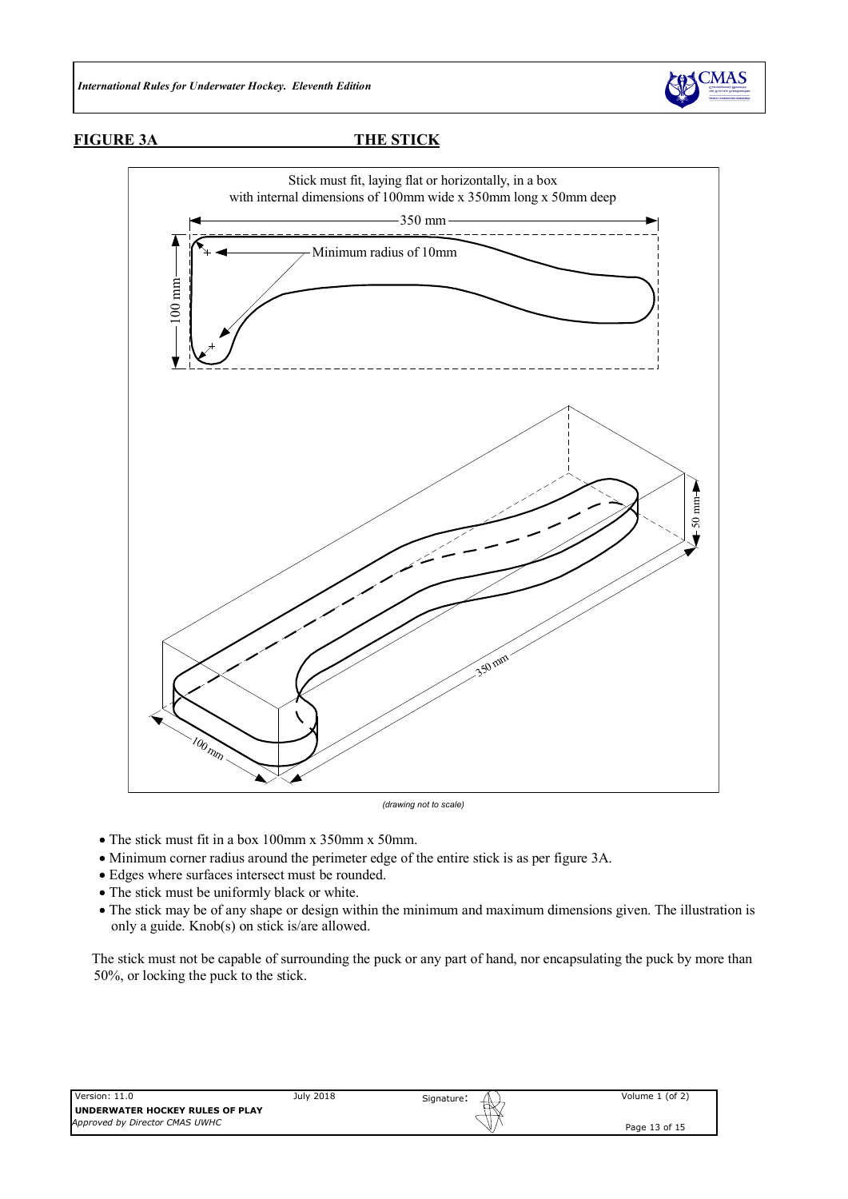**FIGURE 3A THE STICK**

Stick must fit, laying flat or horizontally, in a box
with internal dimensions of 100mm wide x 350mm long x 50mm deep

350 mm

100 mm

Minimum radius of 10mm

50 mm

350 mm

100 mm

*(drawing not to scale)*

- The stick must fit in a box 100mm x 350mm x 50mm.
- Minimum corner radius around the perimeter edge of the entire stick is as per figure 3A.
- Edges where surfaces intersect must be rounded.
- The stick must be uniformly black or white.
- The stick may be of any shape or design within the minimum and maximum dimensions given. The illustration is only a guide. Knob(s) on stick is/are allowed.

The stick must not be capable of surrounding the puck or any part of hand, nor encapsulating the puck by more than 50%, or locking the puck to the stick.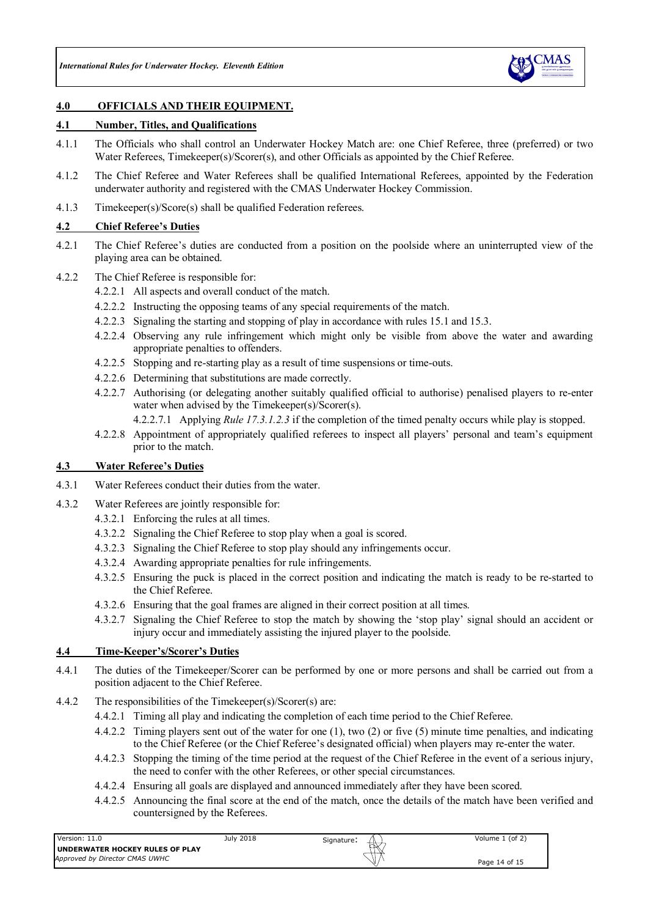## 4.0 OFFICIALS AND THEIR EQUIPMENT.

### 4.1 Number, Titles, and Qualifications

4.1.1 The Officials who shall control an Underwater Hockey Match are: one Chief Referee, three (preferred) or two Water Referees, Timekeeper(s)/Scorer(s), and other Officials as appointed by the Chief Referee.

4.1.2 The Chief Referee and Water Referees shall be qualified International Referees, appointed by the Federation underwater authority and registered with the CMAS Underwater Hockey Commission.

4.1.3 Timekeeper(s)/Score(s) shall be qualified Federation referees.

### 4.2 Chief Referee's Duties

4.2.1 The Chief Referee's duties are conducted from a position on the poolside where an uninterrupted view of the playing area can be obtained.

4.2.2 The Chief Referee is responsible for:

- 4.2.2.1 All aspects and overall conduct of the match.
- 4.2.2.2 Instructing the opposing teams of any special requirements of the match.
- 4.2.2.3 Signaling the starting and stopping of play in accordance with rules 15.1 and 15.3.
- 4.2.2.4 Observing any rule infringement which might only be visible from above the water and awarding appropriate penalties to offenders.
- 4.2.2.5 Stopping and re-starting play as a result of time suspensions or time-outs.
- 4.2.2.6 Determining that substitutions are made correctly.
- 4.2.2.7 Authorising (or delegating another suitably qualified official to authorise) penalised players to re-enter water when advised by the Timekeeper(s)/Scorer(s).
  - 4.2.2.7.1 Applying *Rule 17.3.1.2.3* if the completion of the timed penalty occurs while play is stopped.
- 4.2.2.8 Appointment of appropriately qualified referees to inspect all players' personal and team's equipment prior to the match.

### 4.3 Water Referee's Duties

4.3.1 Water Referees conduct their duties from the water.

4.3.2 Water Referees are jointly responsible for:

- 4.3.2.1 Enforcing the rules at all times.
- 4.3.2.2 Signaling the Chief Referee to stop play when a goal is scored.
- 4.3.2.3 Signaling the Chief Referee to stop play should any infringements occur.
- 4.3.2.4 Awarding appropriate penalties for rule infringements.
- 4.3.2.5 Ensuring the puck is placed in the correct position and indicating the match is ready to be re-started to the Chief Referee.
- 4.3.2.6 Ensuring that the goal frames are aligned in their correct position at all times.
- 4.3.2.7 Signaling the Chief Referee to stop the match by showing the 'stop play' signal should an accident or injury occur and immediately assisting the injured player to the poolside.

### 4.4 Time-Keeper's/Scorer's Duties

4.4.1 The duties of the Timekeeper/Scorer can be performed by one or more persons and shall be carried out from a position adjacent to the Chief Referee.

4.4.2 The responsibilities of the Timekeeper(s)/Scorer(s) are:

- 4.4.2.1 Timing all play and indicating the completion of each time period to the Chief Referee.
- 4.4.2.2 Timing players sent out of the water for one (1), two (2) or five (5) minute time penalties, and indicating to the Chief Referee (or the Chief Referee's designated official) when players may re-enter the water.
- 4.4.2.3 Stopping the timing of the time period at the request of the Chief Referee in the event of a serious injury, the need to confer with the other Referees, or other special circumstances.
- 4.4.2.4 Ensuring all goals are displayed and announced immediately after they have been scored.
- 4.4.2.5 Announcing the final score at the end of the match, once the details of the match have been verified and countersigned by the Referees.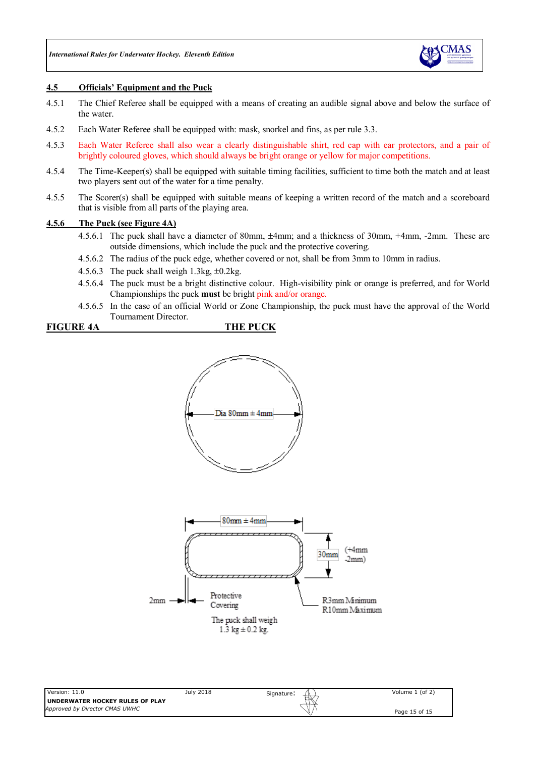## 4.5 Officials' Equipment and the Puck

4.5.1 The Chief Referee shall be equipped with a means of creating an audible signal above and below the surface of the water.

4.5.2 Each Water Referee shall be equipped with: mask, snorkel and fins, as per rule 3.3.

4.5.3 Each Water Referee shall also wear a clearly distinguishable shirt, red cap with ear protectors, and a pair of brightly coloured gloves, which should always be bright orange or yellow for major competitions.

4.5.4 The Time-Keeper(s) shall be equipped with suitable timing facilities, sufficient to time both the match and at least two players sent out of the water for a time penalty.

4.5.5 The Scorer(s) shall be equipped with suitable means of keeping a written record of the match and a scoreboard that is visible from all parts of the playing area.

### 4.5.6 The Puck (see Figure 4A)

4.5.6.1 The puck shall have a diameter of 80mm, ±4mm; and a thickness of 30mm, +4mm, -2mm. These are outside dimensions, which include the puck and the protective covering.

4.5.6.2 The radius of the puck edge, whether covered or not, shall be from 3mm to 10mm in radius.

4.5.6.3 The puck shall weigh 1.3kg, ±0.2kg.

4.5.6.4 The puck must be a bright distinctive colour. High-visibility pink or orange is preferred, and for World Championships the puck **must** be bright pink and/or orange.

4.5.6.5 In the case of an official World or Zone Championship, the puck must have the approval of the World Tournament Director.

**FIGURE 4A THE PUCK**

Dia 80mm ± 4mm

80mm ± 4mm

30mm (+4mm -2mm)

2mm

Protective Covering

R3mm Minimum
R10mm Maximum

The puck shall weigh 1.3 kg ± 0.2 kg.